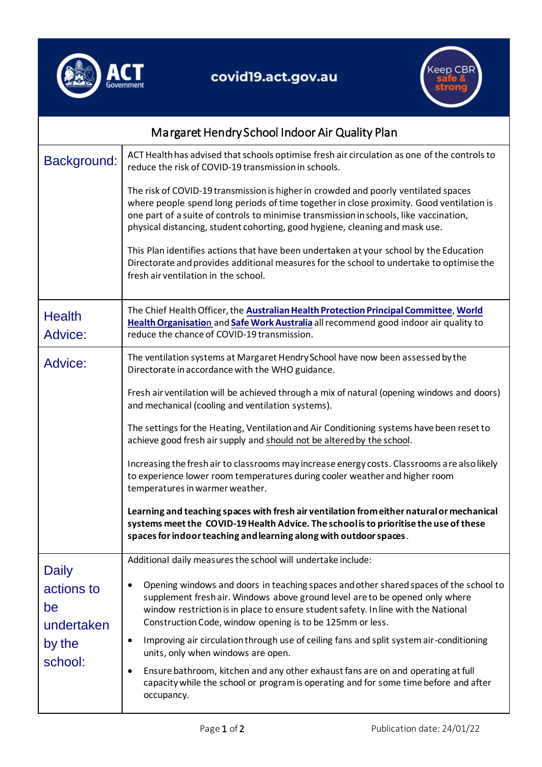covid19.act.gov.au

Keep CBR safe & strong

# Margaret Hendry School Indoor Air Quality Plan

| | |
|---|---|
| **Background:** | ACT Health has advised that schools optimise fresh air circulation as one of the controls to reduce the risk of COVID-19 transmission in schools.<br><br>The risk of COVID-19 transmission is higher in crowded and poorly ventilated spaces where people spend long periods of time together in close proximity. Good ventilation is one part of a suite of controls to minimise transmission in schools, like vaccination, physical distancing, student cohorting, good hygiene, cleaning and mask use.<br><br>This Plan identifies actions that have been undertaken at your school by the Education Directorate and provides additional measures for the school to undertake to optimise the fresh air ventilation in the school. |
| **Health Advice:** | The Chief Health Officer, the **Australian Health Protection Principal Committee**, **World Health Organisation** and **Safe Work Australia** all recommend good indoor air quality to reduce the chance of COVID-19 transmission. |
| **Advice:** | The ventilation systems at Margaret Hendry School have now been assessed by the Directorate in accordance with the WHO guidance.<br><br>Fresh air ventilation will be achieved through a mix of natural (opening windows and doors) and mechanical (cooling and ventilation systems).<br><br>The settings for the Heating, Ventilation and Air Conditioning systems have been reset to achieve good fresh air supply and should not be altered by the school.<br><br>Increasing the fresh air to classrooms may increase energy costs. Classrooms are also likely to experience lower room temperatures during cooler weather and higher room temperatures in warmer weather.<br><br>**Learning and teaching spaces with fresh air ventilation from either natural or mechanical systems meet the COVID-19 Health Advice. The school is to prioritise the use of these spaces for indoor teaching and learning along with outdoor spaces.** |
| **Daily actions to be undertaken by the school:** | Additional daily measures the school will undertake include:<br><br>• Opening windows and doors in teaching spaces and other shared spaces of the school to supplement fresh air. Windows above ground level are to be opened only where window restriction is in place to ensure student safety. In line with the National Construction Code, window opening is to be 125mm or less.<br>• Improving air circulation through use of ceiling fans and split system air-conditioning units, only when windows are open.<br>• Ensure bathroom, kitchen and any other exhaust fans are on and operating at full capacity while the school or program is operating and for some time before and after occupancy. |

Publication date: 24/01/22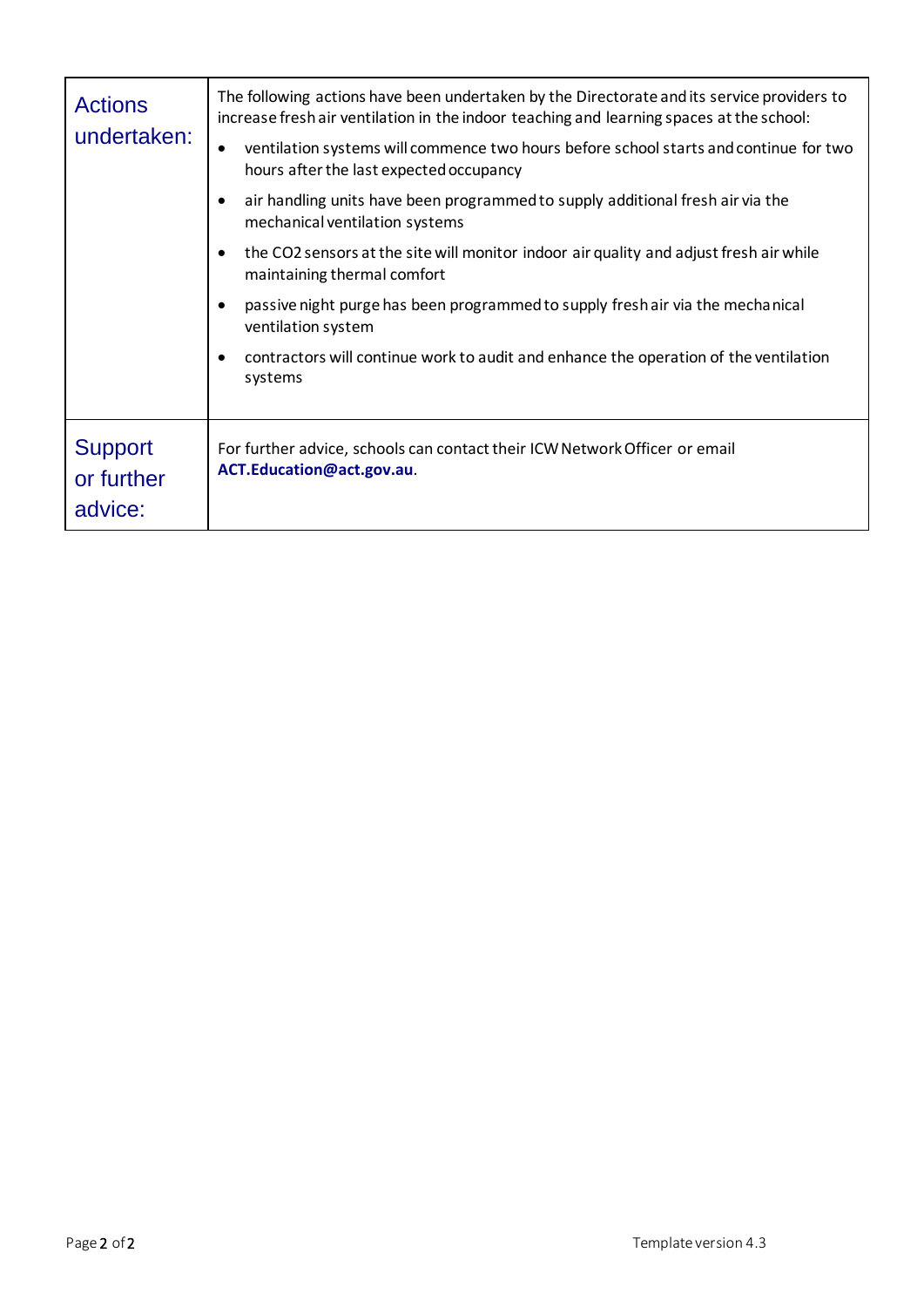| | |
|---|---|
| Actions undertaken: | The following actions have been undertaken by the Directorate and its service providers to increase fresh air ventilation in the indoor teaching and learning spaces at the school:<br>• ventilation systems will commence two hours before school starts and continue for two hours after the last expected occupancy<br>• air handling units have been programmed to supply additional fresh air via the mechanical ventilation systems<br>• the $CO_2$ sensors at the site will monitor indoor air quality and adjust fresh air while maintaining thermal comfort<br>• passive night purge has been programmed to supply fresh air via the mechanical ventilation system<br>• contractors will continue work to audit and enhance the operation of the ventilation systems |
| Support or further advice: | For further advice, schools can contact their ICW Network Officer or email **ACT.Education@act.gov.au**. |

Template version 4.3